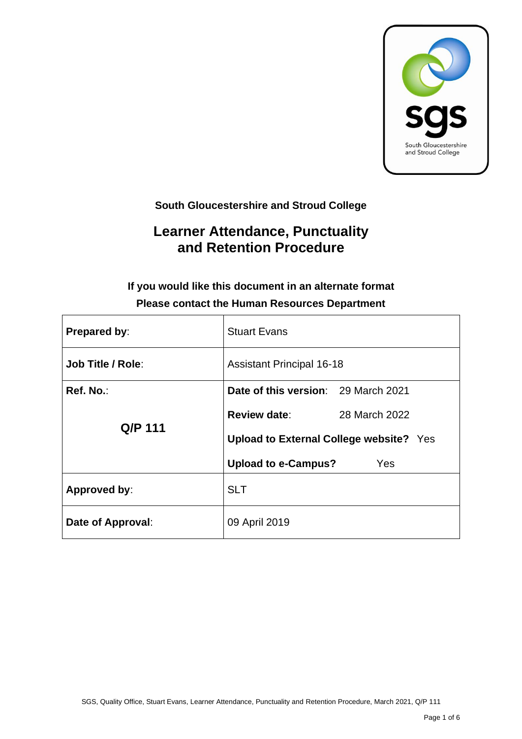**South Gloucestershire and Stroud College**

# Learner Attendance, Punctuality and Retention Procedure

**If you would like this document in an alternate format**
**Please contact the Human Resources Department**

| | |
|---|---|
| **Prepared by**: | Stuart Evans |
| **Job Title / Role**: | Assistant Principal 16-18 |
| **Ref. No.**: **Q/P 111** | **Date of this version**: 29 March 2021<br>**Review date**: 28 March 2022<br>**Upload to External College website?** Yes<br>**Upload to e-Campus?** Yes |
| **Approved by**: | SLT |
| **Date of Approval**: | 09 April 2019 |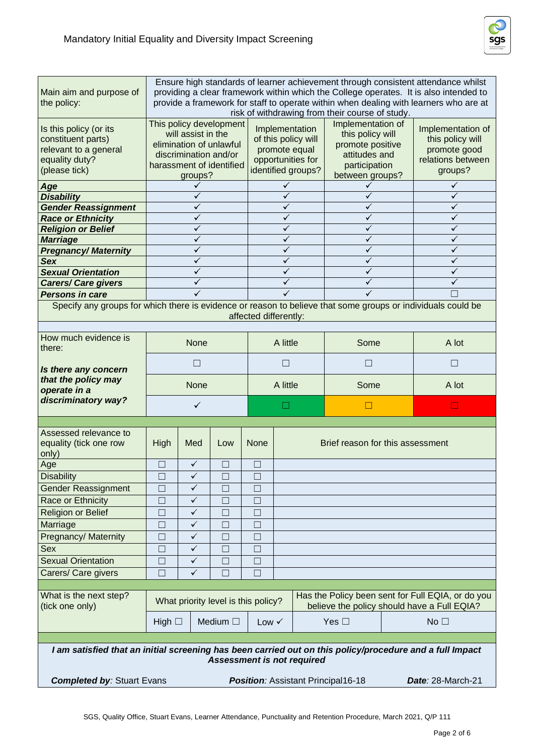# Mandatory Initial Equality and Diversity Impact Screening

| Main aim and purpose of the policy: | Ensure high standards of learner achievement through consistent attendance whilst providing a clear framework within which the College operates. It is also intended to provide a framework for staff to operate within when dealing with learners who are at risk of withdrawing from their course of study. | | | |
|---|---|---|---|---|
| **Is this policy (or its constituent parts) relevant to a general equality duty? (please tick)** | **This policy development will assist in the elimination of unlawful discrimination and/or harassment of identified groups?** | **Implementation of this policy will promote equal opportunities for identified groups?** | **Implementation of this policy will promote positive attitudes and participation between groups?** | **Implementation of this policy will promote good relations between groups?** |
| ***Age*** | ✓ | ✓ | ✓ | ✓ |
| ***Disability*** | ✓ | ✓ | ✓ | ✓ |
| ***Gender Reassignment*** | ✓ | ✓ | ✓ | ✓ |
| ***Race or Ethnicity*** | ✓ | ✓ | ✓ | ✓ |
| ***Religion or Belief*** | ✓ | ✓ | ✓ | ✓ |
| ***Marriage*** | ✓ | ✓ | ✓ | ✓ |
| ***Pregnancy/ Maternity*** | ✓ | ✓ | ✓ | ✓ |
| ***Sex*** | ✓ | ✓ | ✓ | ✓ |
| ***Sexual Orientation*** | ✓ | ✓ | ✓ | ✓ |
| ***Carers/ Care givers*** | ✓ | ✓ | ✓ | ✓ |
| ***Persons in care*** | ✓ | ✓ | ✓ | ☐ |

Specify any groups for which there is evidence or reason to believe that some groups or individuals could be affected differently:

| How much evidence is there: | None | A little | Some | A lot |
|---|---|---|---|---|
| | ☐ | ☐ | ☐ | ☐ |
| ***Is there any concern that the policy may operate in a discriminatory way?*** | None | A little | Some | A lot |
| | ✓ | ☐ | ☐ | ☐ |

| Assessed relevance to equality (tick one row only) | High | Med | Low | None | Brief reason for this assessment |
|---|---|---|---|---|---|
| Age | ☐ | ✓ | ☐ | ☐ | |
| Disability | ☐ | ✓ | ☐ | ☐ | |
| Gender Reassignment | ☐ | ✓ | ☐ | ☐ | |
| Race or Ethnicity | ☐ | ✓ | ☐ | ☐ | |
| Religion or Belief | ☐ | ✓ | ☐ | ☐ | |
| Marriage | ☐ | ✓ | ☐ | ☐ | |
| Pregnancy/ Maternity | ☐ | ✓ | ☐ | ☐ | |
| Sex | ☐ | ✓ | ☐ | ☐ | |
| Sexual Orientation | ☐ | ✓ | ☐ | ☐ | |
| Carers/ Care givers | ☐ | ✓ | ☐ | ☐ | |

| What is the next step? (tick one only) | What priority level is this policy? | | | Has the Policy been sent for Full EQIA, or do you believe the policy should have a Full EQIA? | |
|---|---|---|---|---|---|
| | High ☐ | Medium ☐ | Low ✓ | Yes ☐ | No ☐ |

***I am satisfied that an initial screening has been carried out on this policy/procedure and a full Impact Assessment is not required***

***Completed by**:* Stuart Evans ***Position**:* Assistant Principal16-18 ***Date**:* 28-March-21

SGS, Quality Office, Stuart Evans, Learner Attendance, Punctuality and Retention Procedure, March 2021, Q/P 111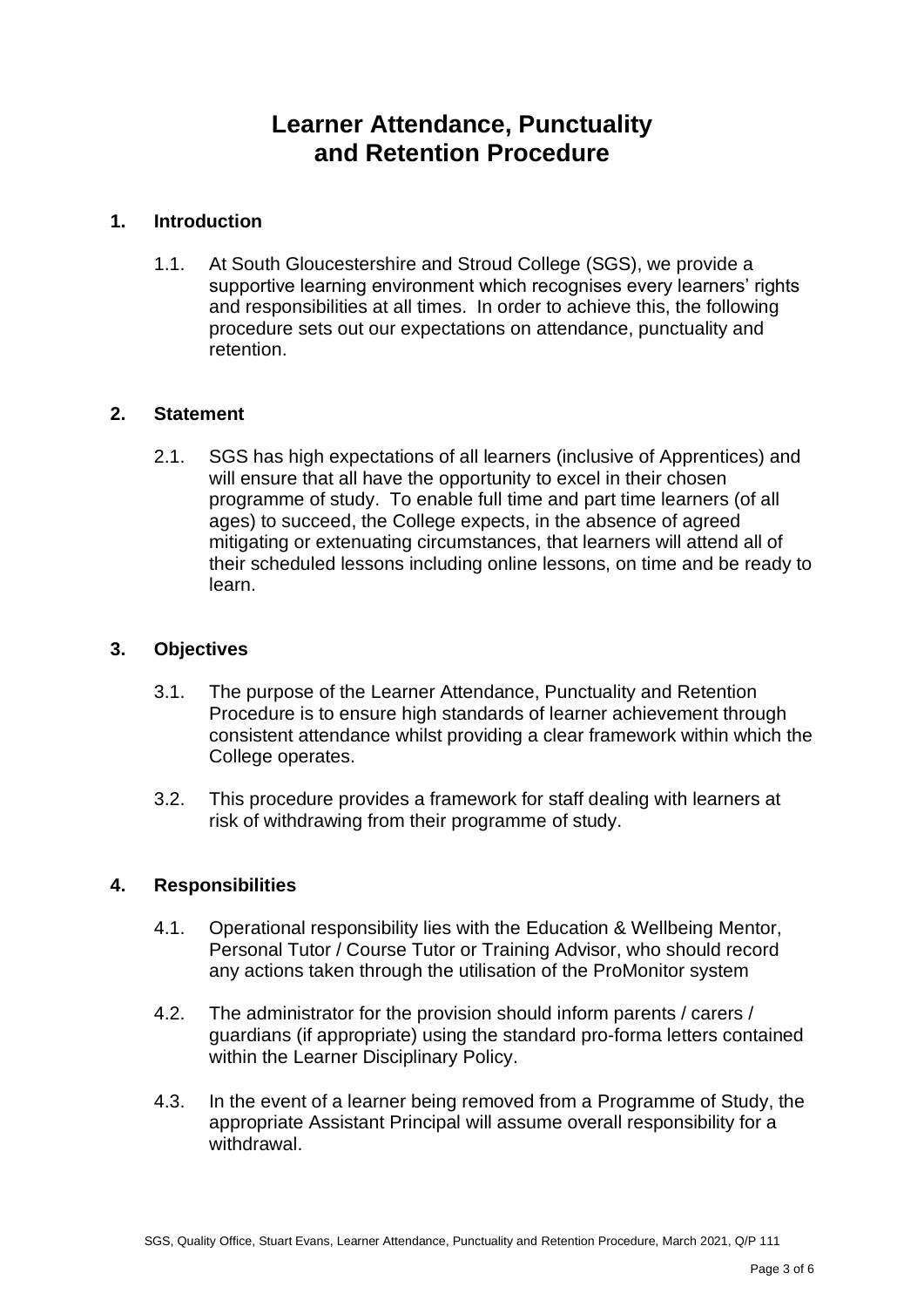# Learner Attendance, Punctuality and Retention Procedure

## 1. Introduction

1.1. At South Gloucestershire and Stroud College (SGS), we provide a supportive learning environment which recognises every learners' rights and responsibilities at all times. In order to achieve this, the following procedure sets out our expectations on attendance, punctuality and retention.

## 2. Statement

2.1. SGS has high expectations of all learners (inclusive of Apprentices) and will ensure that all have the opportunity to excel in their chosen programme of study. To enable full time and part time learners (of all ages) to succeed, the College expects, in the absence of agreed mitigating or extenuating circumstances, that learners will attend all of their scheduled lessons including online lessons, on time and be ready to learn.

## 3. Objectives

3.1. The purpose of the Learner Attendance, Punctuality and Retention Procedure is to ensure high standards of learner achievement through consistent attendance whilst providing a clear framework within which the College operates.

3.2. This procedure provides a framework for staff dealing with learners at risk of withdrawing from their programme of study.

## 4. Responsibilities

4.1. Operational responsibility lies with the Education & Wellbeing Mentor, Personal Tutor / Course Tutor or Training Advisor, who should record any actions taken through the utilisation of the ProMonitor system

4.2. The administrator for the provision should inform parents / carers / guardians (if appropriate) using the standard pro-forma letters contained within the Learner Disciplinary Policy.

4.3. In the event of a learner being removed from a Programme of Study, the appropriate Assistant Principal will assume overall responsibility for a withdrawal.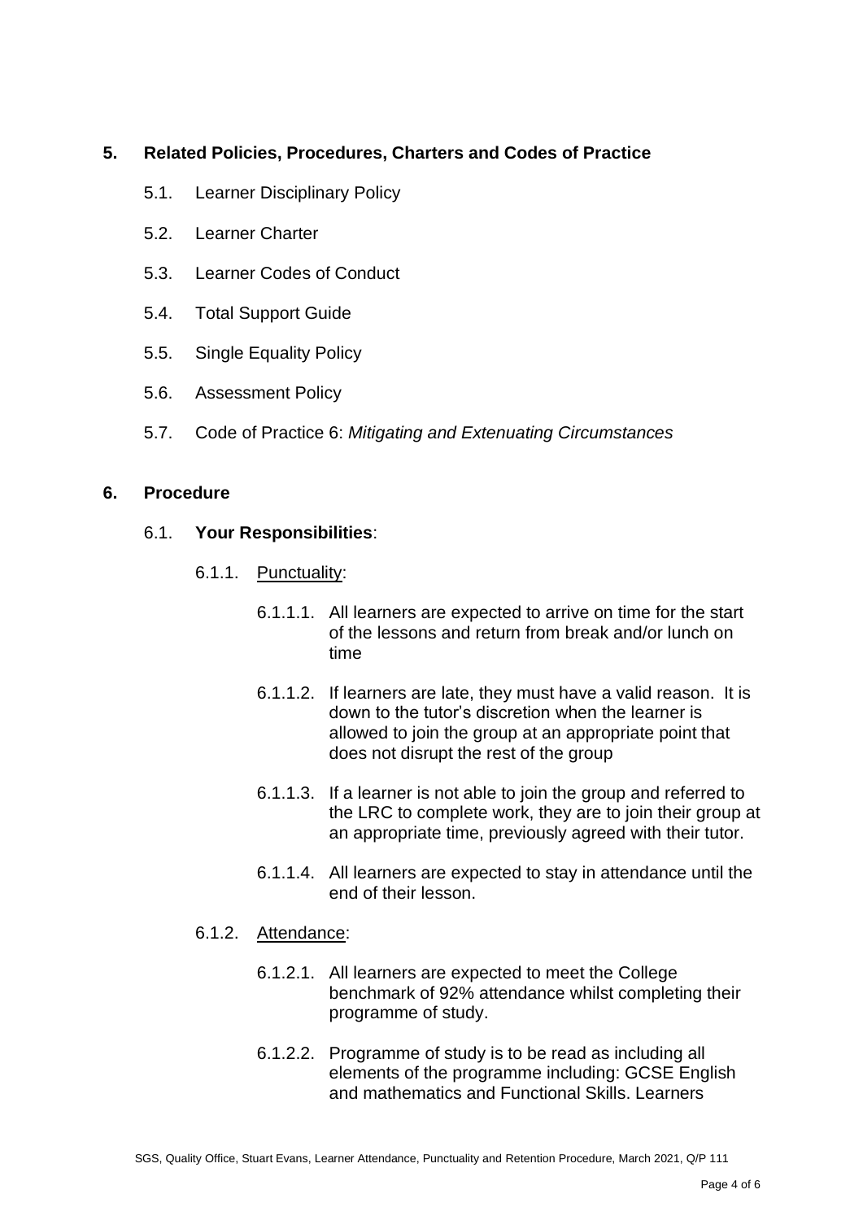## 5. Related Policies, Procedures, Charters and Codes of Practice

- 5.1. Learner Disciplinary Policy
- 5.2. Learner Charter
- 5.3. Learner Codes of Conduct
- 5.4. Total Support Guide
- 5.5. Single Equality Policy
- 5.6. Assessment Policy
- 5.7. Code of Practice 6: *Mitigating and Extenuating Circumstances*

## 6. Procedure

### 6.1. **Your Responsibilities**:

#### 6.1.1. Punctuality:

- 6.1.1.1. All learners are expected to arrive on time for the start of the lessons and return from break and/or lunch on time
- 6.1.1.2. If learners are late, they must have a valid reason. It is down to the tutor's discretion when the learner is allowed to join the group at an appropriate point that does not disrupt the rest of the group
- 6.1.1.3. If a learner is not able to join the group and referred to the LRC to complete work, they are to join their group at an appropriate time, previously agreed with their tutor.
- 6.1.1.4. All learners are expected to stay in attendance until the end of their lesson.

#### 6.1.2. Attendance:

- 6.1.2.1. All learners are expected to meet the College benchmark of 92% attendance whilst completing their programme of study.
- 6.1.2.2. Programme of study is to be read as including all elements of the programme including: GCSE English and mathematics and Functional Skills. Learners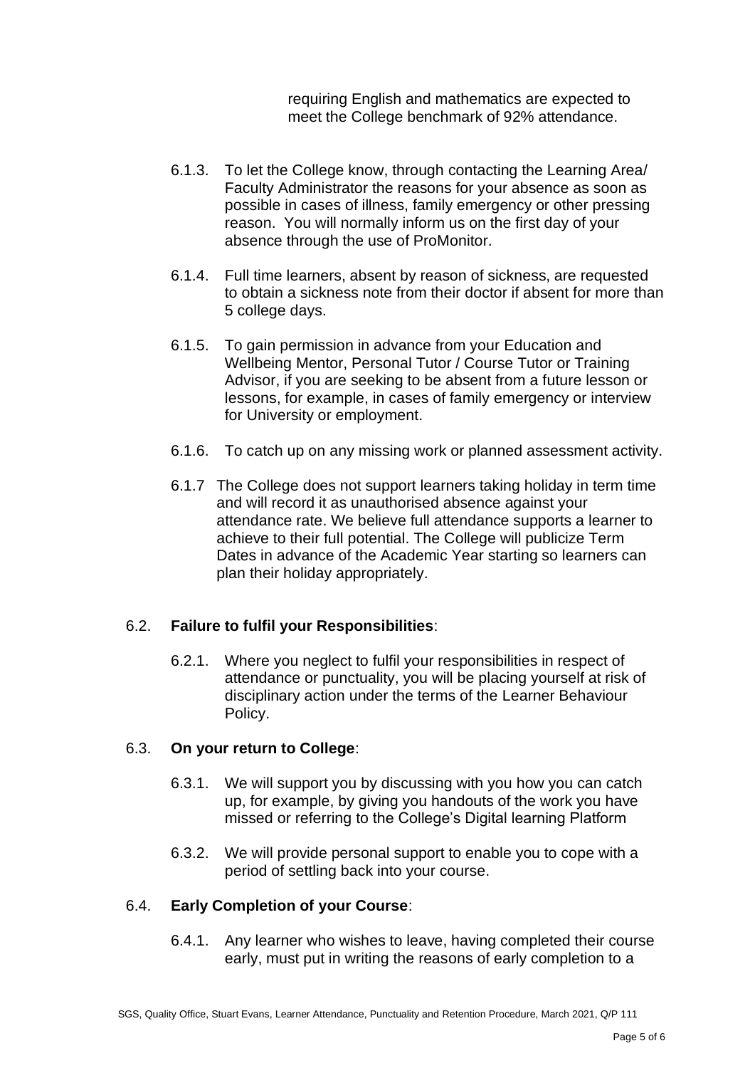requiring English and mathematics are expected to meet the College benchmark of 92% attendance.

6.1.3. To let the College know, through contacting the Learning Area/ Faculty Administrator the reasons for your absence as soon as possible in cases of illness, family emergency or other pressing reason. You will normally inform us on the first day of your absence through the use of ProMonitor.

6.1.4. Full time learners, absent by reason of sickness, are requested to obtain a sickness note from their doctor if absent for more than 5 college days.

6.1.5. To gain permission in advance from your Education and Wellbeing Mentor, Personal Tutor / Course Tutor or Training Advisor, if you are seeking to be absent from a future lesson or lessons, for example, in cases of family emergency or interview for University or employment.

6.1.6. To catch up on any missing work or planned assessment activity.

6.1.7 The College does not support learners taking holiday in term time and will record it as unauthorised absence against your attendance rate. We believe full attendance supports a learner to achieve to their full potential. The College will publicize Term Dates in advance of the Academic Year starting so learners can plan their holiday appropriately.

6.2. **Failure to fulfil your Responsibilities**:

6.2.1. Where you neglect to fulfil your responsibilities in respect of attendance or punctuality, you will be placing yourself at risk of disciplinary action under the terms of the Learner Behaviour Policy.

6.3. **On your return to College**:

6.3.1. We will support you by discussing with you how you can catch up, for example, by giving you handouts of the work you have missed or referring to the College's Digital learning Platform

6.3.2. We will provide personal support to enable you to cope with a period of settling back into your course.

6.4. **Early Completion of your Course**:

6.4.1. Any learner who wishes to leave, having completed their course early, must put in writing the reasons of early completion to a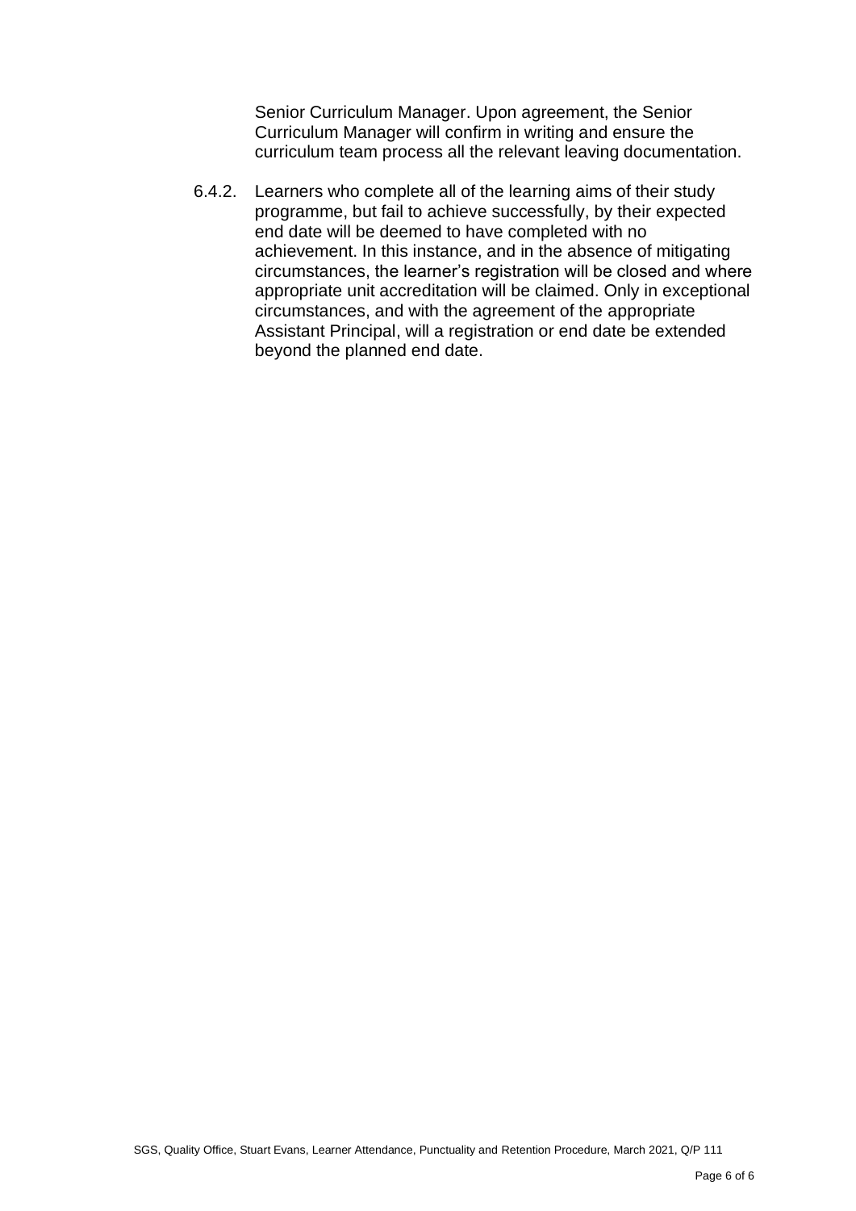Senior Curriculum Manager. Upon agreement, the Senior Curriculum Manager will confirm in writing and ensure the curriculum team process all the relevant leaving documentation.

6.4.2. Learners who complete all of the learning aims of their study programme, but fail to achieve successfully, by their expected end date will be deemed to have completed with no achievement. In this instance, and in the absence of mitigating circumstances, the learner's registration will be closed and where appropriate unit accreditation will be claimed. Only in exceptional circumstances, and with the agreement of the appropriate Assistant Principal, will a registration or end date be extended beyond the planned end date.